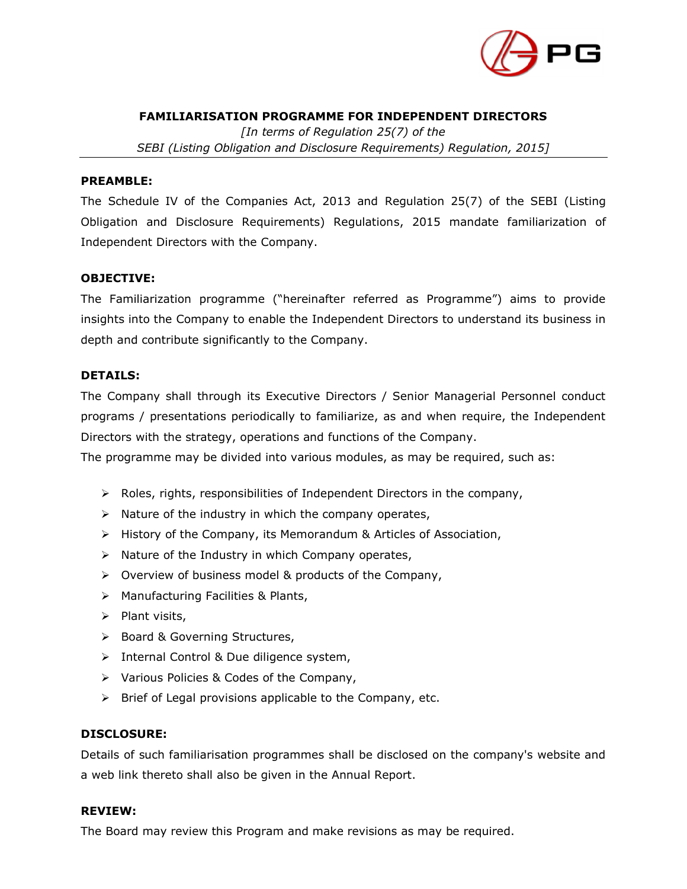# FAMILIARISATION PROGRAMME FOR INDEPENDENT DIRECTORS

*[In terms of Regulation 25(7) of the SEBI (Listing Obligation and Disclosure Requirements) Regulation, 2015]*

---

**PREAMBLE:**

The Schedule IV of the Companies Act, 2013 and Regulation 25(7) of the SEBI (Listing Obligation and Disclosure Requirements) Regulations, 2015 mandate familiarization of Independent Directors with the Company.

**OBJECTIVE:**

The Familiarization programme ("hereinafter referred as Programme") aims to provide insights into the Company to enable the Independent Directors to understand its business in depth and contribute significantly to the Company.

**DETAILS:**

The Company shall through its Executive Directors / Senior Managerial Personnel conduct programs / presentations periodically to familiarize, as and when require, the Independent Directors with the strategy, operations and functions of the Company.

The programme may be divided into various modules, as may be required, such as:

- Roles, rights, responsibilities of Independent Directors in the company,
- Nature of the industry in which the company operates,
- History of the Company, its Memorandum & Articles of Association,
- Nature of the Industry in which Company operates,
- Overview of business model & products of the Company,
- Manufacturing Facilities & Plants,
- Plant visits,
- Board & Governing Structures,
- Internal Control & Due diligence system,
- Various Policies & Codes of the Company,
- Brief of Legal provisions applicable to the Company, etc.

**DISCLOSURE:**

Details of such familiarisation programmes shall be disclosed on the company's website and a web link thereto shall also be given in the Annual Report.

**REVIEW:**

The Board may review this Program and make revisions as may be required.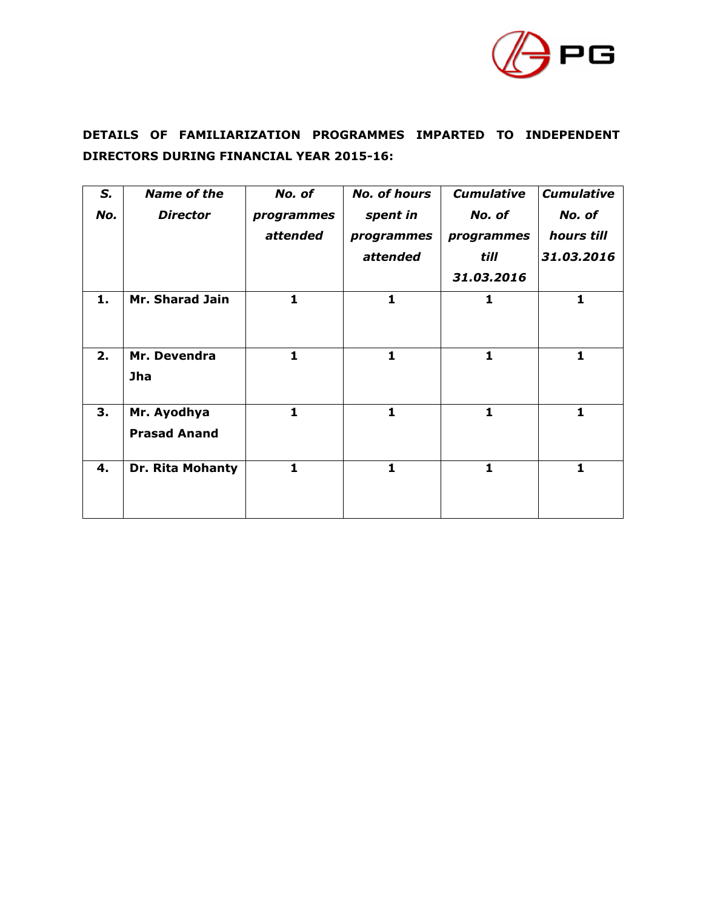**DETAILS OF FAMILIARIZATION PROGRAMMES IMPARTED TO INDEPENDENT DIRECTORS DURING FINANCIAL YEAR 2015-16:**

| *S. No.* | *Name of the Director* | *No. of programmes attended* | *No. of hours spent in programmes attended* | *Cumulative No. of programmes till 31.03.2016* | *Cumulative No. of hours till 31.03.2016* |
|---|---|---|---|---|---|
| **1.** | **Mr. Sharad Jain** | **1** | **1** | **1** | **1** |
| **2.** | **Mr. Devendra Jha** | **1** | **1** | **1** | **1** |
| **3.** | **Mr. Ayodhya Prasad Anand** | **1** | **1** | **1** | **1** |
| **4.** | **Dr. Rita Mohanty** | **1** | **1** | **1** | **1** |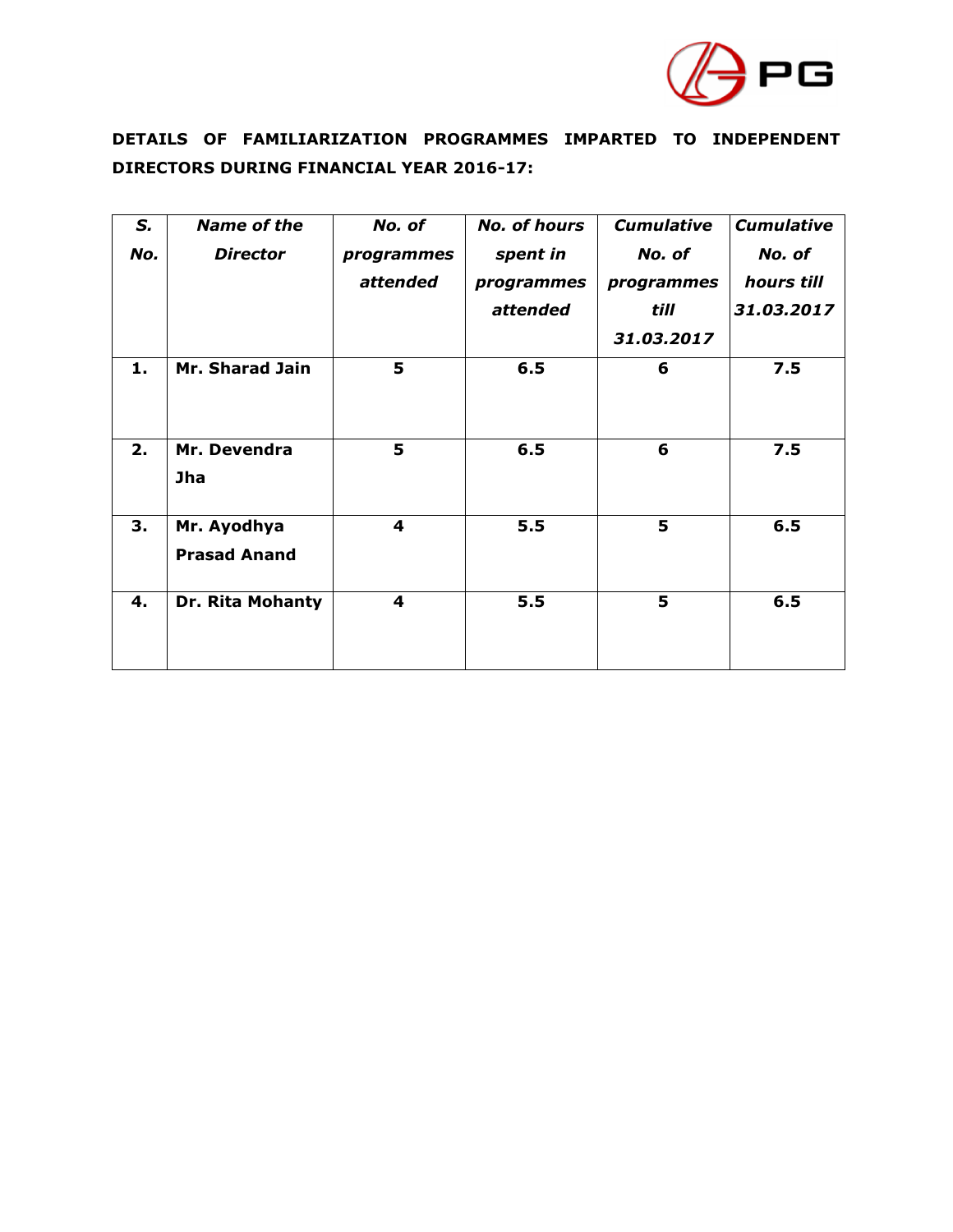**DETAILS OF FAMILIARIZATION PROGRAMMES IMPARTED TO INDEPENDENT DIRECTORS DURING FINANCIAL YEAR 2016-17:**

| *S. No.* | *Name of the Director* | *No. of programmes attended* | *No. of hours spent in programmes attended* | *Cumulative No. of programmes till 31.03.2017* | *Cumulative No. of hours till 31.03.2017* |
|---|---|---|---|---|---|
| **1.** | **Mr. Sharad Jain** | **5** | **6.5** | **6** | **7.5** |
| **2.** | **Mr. Devendra Jha** | **5** | **6.5** | **6** | **7.5** |
| **3.** | **Mr. Ayodhya Prasad Anand** | **4** | **5.5** | **5** | **6.5** |
| **4.** | **Dr. Rita Mohanty** | **4** | **5.5** | **5** | **6.5** |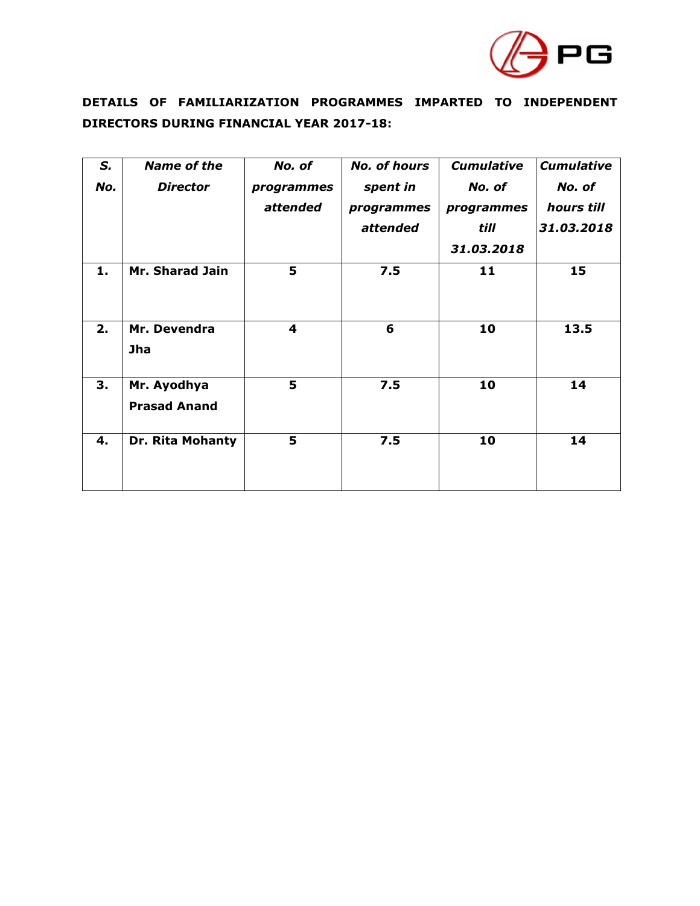**DETAILS OF FAMILIARIZATION PROGRAMMES IMPARTED TO INDEPENDENT DIRECTORS DURING FINANCIAL YEAR 2017-18:**

| ***S. No.*** | ***Name of the Director*** | ***No. of programmes attended*** | ***No. of hours spent in programmes attended*** | ***Cumulative No. of programmes till 31.03.2018*** | ***Cumulative No. of hours till 31.03.2018*** |
|---|---|---|---|---|---|
| **1.** | **Mr. Sharad Jain** | **5** | **7.5** | **11** | **15** |
| **2.** | **Mr. Devendra Jha** | **4** | **6** | **10** | **13.5** |
| **3.** | **Mr. Ayodhya Prasad Anand** | **5** | **7.5** | **10** | **14** |
| **4.** | **Dr. Rita Mohanty** | **5** | **7.5** | **10** | **14** |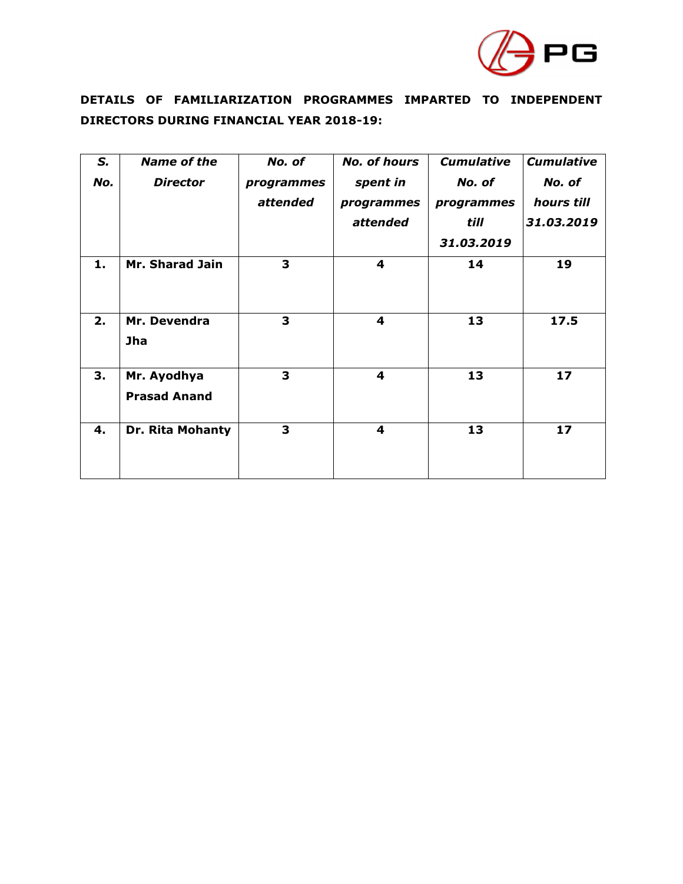**DETAILS OF FAMILIARIZATION PROGRAMMES IMPARTED TO INDEPENDENT DIRECTORS DURING FINANCIAL YEAR 2018-19:**

| ***S. No.*** | ***Name of the Director*** | ***No. of programmes attended*** | ***No. of hours spent in programmes attended*** | ***Cumulative No. of programmes till 31.03.2019*** | ***Cumulative No. of hours till 31.03.2019*** |
|---|---|---|---|---|---|
| **1.** | **Mr. Sharad Jain** | **3** | **4** | **14** | **19** |
| **2.** | **Mr. Devendra Jha** | **3** | **4** | **13** | **17.5** |
| **3.** | **Mr. Ayodhya Prasad Anand** | **3** | **4** | **13** | **17** |
| **4.** | **Dr. Rita Mohanty** | **3** | **4** | **13** | **17** |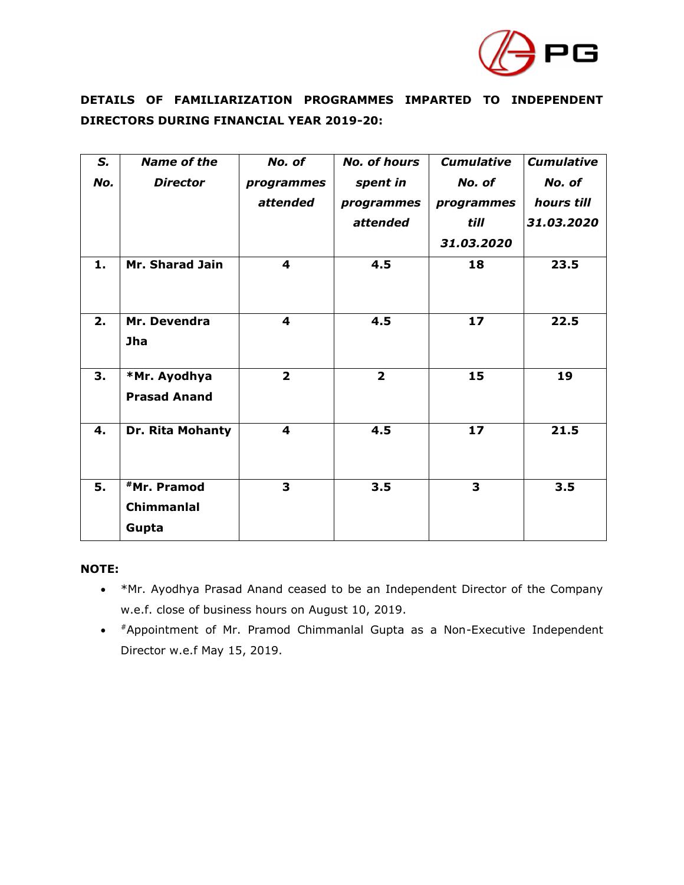**DETAILS OF FAMILIARIZATION PROGRAMMES IMPARTED TO INDEPENDENT DIRECTORS DURING FINANCIAL YEAR 2019-20:**

| *S. No.* | *Name of the Director* | *No. of programmes attended* | *No. of hours spent in programmes attended* | *Cumulative No. of programmes till 31.03.2020* | *Cumulative No. of hours till 31.03.2020* |
|---|---|---|---|---|---|
| **1.** | **Mr. Sharad Jain** | **4** | **4.5** | **18** | **23.5** |
| **2.** | **Mr. Devendra Jha** | **4** | **4.5** | **17** | **22.5** |
| **3.** | **\*Mr. Ayodhya Prasad Anand** | **2** | **2** | **15** | **19** |
| **4.** | **Dr. Rita Mohanty** | **4** | **4.5** | **17** | **21.5** |
| **5.** | **#Mr. Pramod Chimmanlal Gupta** | **3** | **3.5** | **3** | **3.5** |

**NOTE:**

- *Mr. Ayodhya Prasad Anand ceased to be an Independent Director of the Company w.e.f. close of business hours on August 10, 2019.
- #Appointment of Mr. Pramod Chimmanlal Gupta as a Non-Executive Independent Director w.e.f May 15, 2019.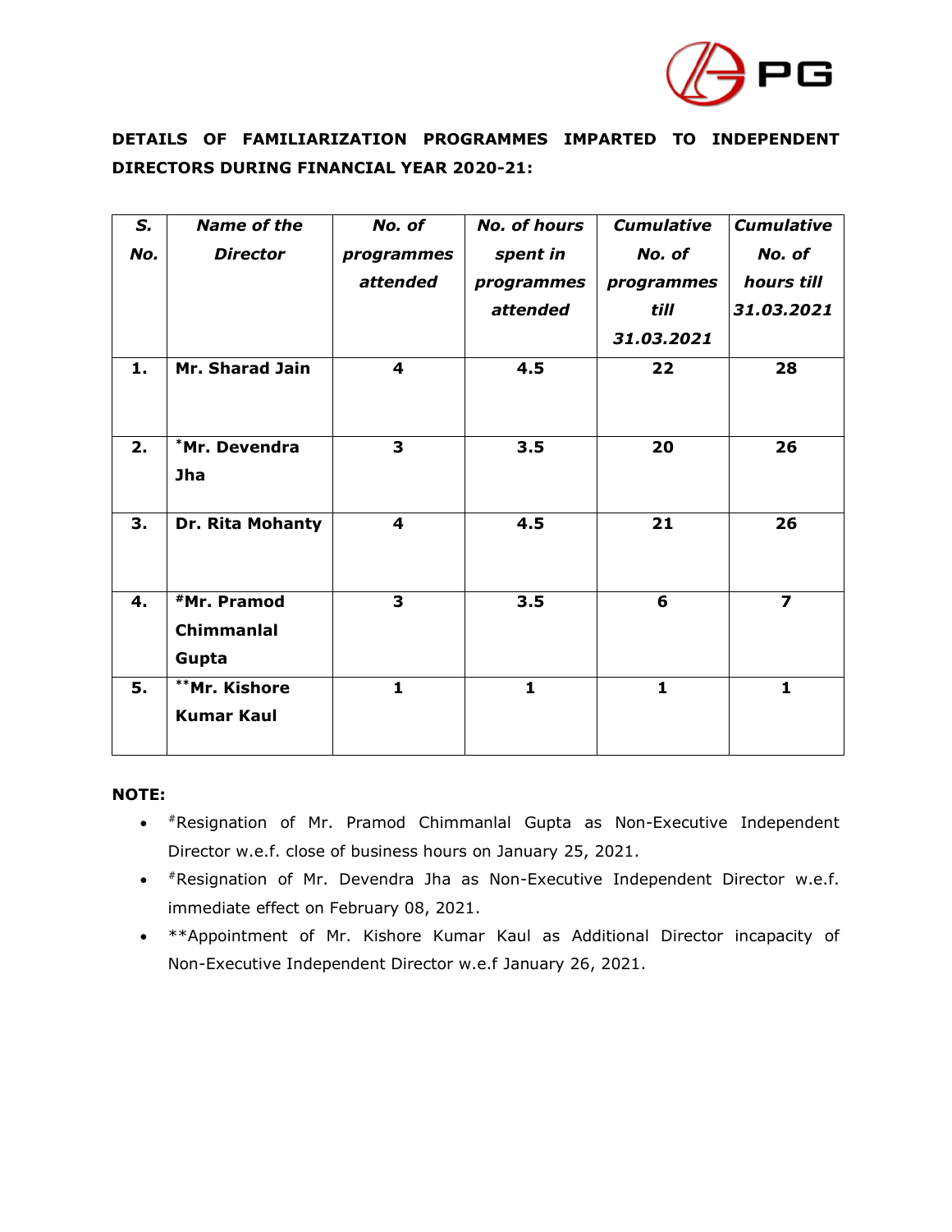**DETAILS OF FAMILIARIZATION PROGRAMMES IMPARTED TO INDEPENDENT DIRECTORS DURING FINANCIAL YEAR 2020-21:**

| S. No. | Name of the Director | No. of programmes attended | No. of hours spent in programmes attended | Cumulative No. of programmes till 31.03.2021 | Cumulative No. of hours till 31.03.2021 |
|---|---|---|---|---|---|
| 1. | Mr. Sharad Jain | 4 | 4.5 | 22 | 28 |
| 2. | *Mr. Devendra Jha | 3 | 3.5 | 20 | 26 |
| 3. | Dr. Rita Mohanty | 4 | 4.5 | 21 | 26 |
| 4. | #Mr. Pramod Chimmanlal Gupta | 3 | 3.5 | 6 | 7 |
| 5. | **Mr. Kishore Kumar Kaul | 1 | 1 | 1 | 1 |

**NOTE:**

- #Resignation of Mr. Pramod Chimmanlal Gupta as Non-Executive Independent Director w.e.f. close of business hours on January 25, 2021.
- #Resignation of Mr. Devendra Jha as Non-Executive Independent Director w.e.f. immediate effect on February 08, 2021.
- **Appointment of Mr. Kishore Kumar Kaul as Additional Director incapacity of Non-Executive Independent Director w.e.f January 26, 2021.